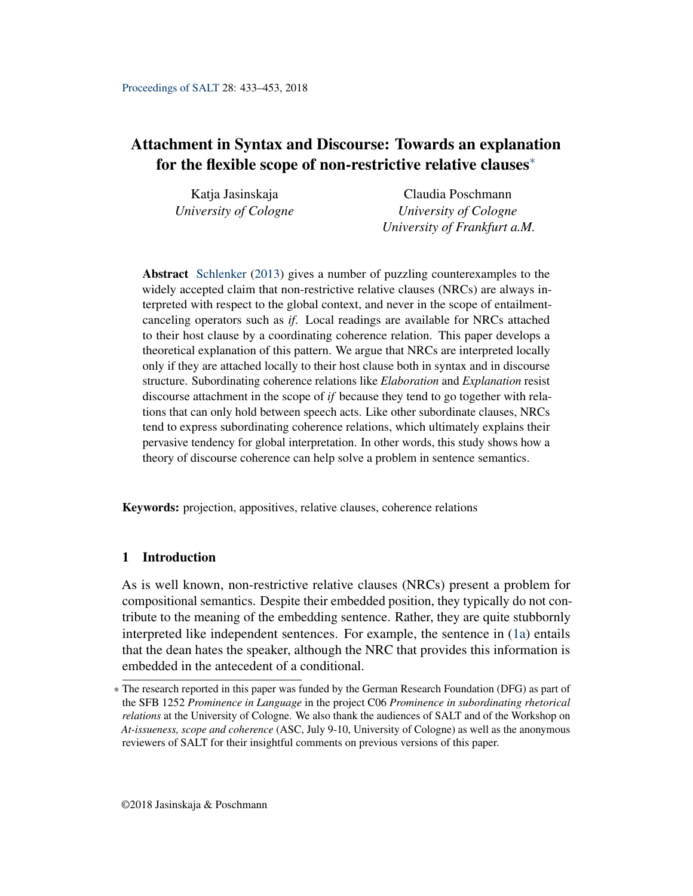# Attachment in Syntax and Discourse: Towards an explanation for the flexible scope of non-restrictive relative clauses*

Katja Jasinskaja
*University of Cologne*

Claudia Poschmann
*University of Cologne*
*University of Frankfurt a.M.*

**Abstract** Schlenker (2013) gives a number of puzzling counterexamples to the widely accepted claim that non-restrictive relative clauses (NRCs) are always interpreted with respect to the global context, and never in the scope of entailment-canceling operators such as *if*. Local readings are available for NRCs attached to their host clause by a coordinating coherence relation. This paper develops a theoretical explanation of this pattern. We argue that NRCs are interpreted locally only if they are attached locally to their host clause both in syntax and in discourse structure. Subordinating coherence relations like *Elaboration* and *Explanation* resist discourse attachment in the scope of *if* because they tend to go together with relations that can only hold between speech acts. Like other subordinate clauses, NRCs tend to express subordinating coherence relations, which ultimately explains their pervasive tendency for global interpretation. In other words, this study shows how a theory of discourse coherence can help solve a problem in sentence semantics.

**Keywords:** projection, appositives, relative clauses, coherence relations

## 1 Introduction

As is well known, non-restrictive relative clauses (NRCs) present a problem for compositional semantics. Despite their embedded position, they typically do not contribute to the meaning of the embedding sentence. Rather, they are quite stubbornly interpreted like independent sentences. For example, the sentence in (1a) entails that the dean hates the speaker, although the NRC that provides this information is embedded in the antecedent of a conditional.

---

* The research reported in this paper was funded by the German Research Foundation (DFG) as part of the SFB 1252 *Prominence in Language* in the project C06 *Prominence in subordinating rhetorical relations* at the University of Cologne. We also thank the audiences of SALT and of the Workshop on *At-issueness, scope and coherence* (ASC, July 9-10, University of Cologne) as well as the anonymous reviewers of SALT for their insightful comments on previous versions of this paper.

©2018 Jasinskaja & Poschmann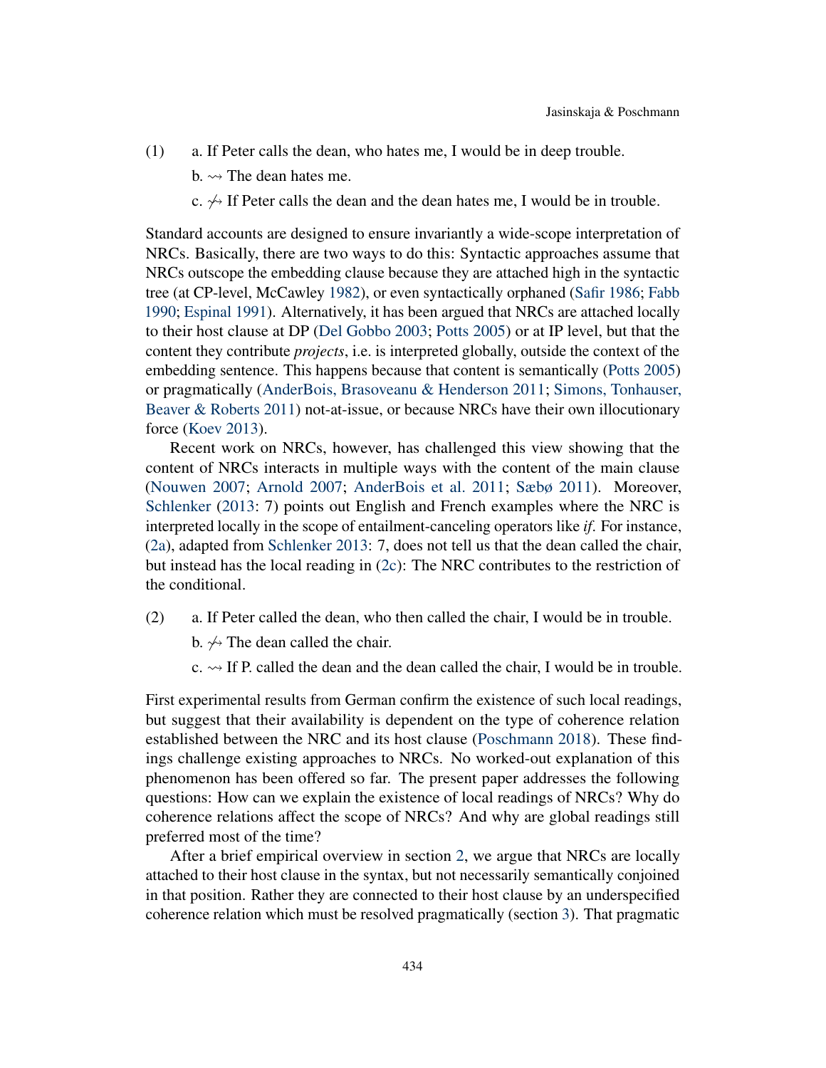(1) a. If Peter calls the dean, who hates me, I would be in deep trouble.

b. ⇝ The dean hates me.

c. ⇝̸ If Peter calls the dean and the dean hates me, I would be in trouble.

Standard accounts are designed to ensure invariantly a wide-scope interpretation of NRCs. Basically, there are two ways to do this: Syntactic approaches assume that NRCs outscope the embedding clause because they are attached high in the syntactic tree (at CP-level, McCawley 1982), or even syntactically orphaned (Safir 1986; Fabb 1990; Espinal 1991). Alternatively, it has been argued that NRCs are attached locally to their host clause at DP (Del Gobbo 2003; Potts 2005) or at IP level, but that the content they contribute *projects*, i.e. is interpreted globally, outside the context of the embedding sentence. This happens because that content is semantically (Potts 2005) or pragmatically (AnderBois, Brasoveanu & Henderson 2011; Simons, Tonhauser, Beaver & Roberts 2011) not-at-issue, or because NRCs have their own illocutionary force (Koev 2013).

Recent work on NRCs, however, has challenged this view showing that the content of NRCs interacts in multiple ways with the content of the main clause (Nouwen 2007; Arnold 2007; AnderBois et al. 2011; Sæbø 2011). Moreover, Schlenker (2013: 7) points out English and French examples where the NRC is interpreted locally in the scope of entailment-canceling operators like *if*. For instance, (2a), adapted from Schlenker 2013: 7, does not tell us that the dean called the chair, but instead has the local reading in (2c): The NRC contributes to the restriction of the conditional.

(2) a. If Peter called the dean, who then called the chair, I would be in trouble.

b. ⇝̸ The dean called the chair.

c. ⇝ If P. called the dean and the dean called the chair, I would be in trouble.

First experimental results from German confirm the existence of such local readings, but suggest that their availability is dependent on the type of coherence relation established between the NRC and its host clause (Poschmann 2018). These findings challenge existing approaches to NRCs. No worked-out explanation of this phenomenon has been offered so far. The present paper addresses the following questions: How can we explain the existence of local readings of NRCs? Why do coherence relations affect the scope of NRCs? And why are global readings still preferred most of the time?

After a brief empirical overview in section 2, we argue that NRCs are locally attached to their host clause in the syntax, but not necessarily semantically conjoined in that position. Rather they are connected to their host clause by an underspecified coherence relation which must be resolved pragmatically (section 3). That pragmatic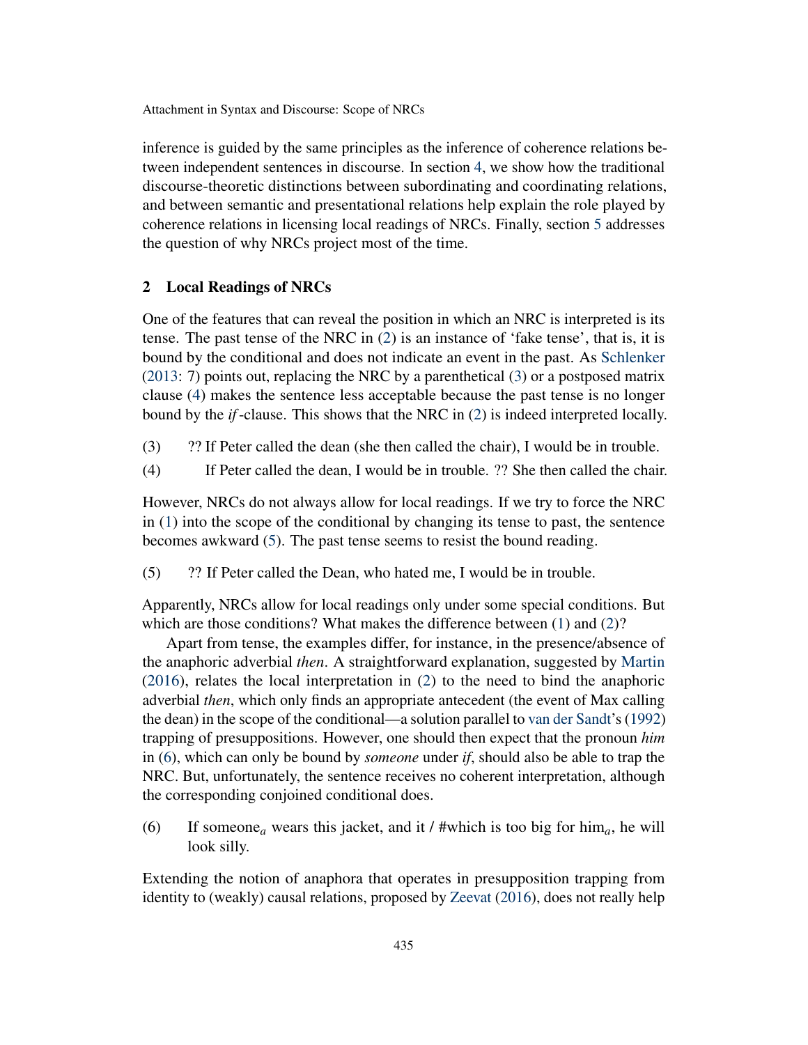inference is guided by the same principles as the inference of coherence relations between independent sentences in discourse. In section 4, we show how the traditional discourse-theoretic distinctions between subordinating and coordinating relations, and between semantic and presentational relations help explain the role played by coherence relations in licensing local readings of NRCs. Finally, section 5 addresses the question of why NRCs project most of the time.

## 2 Local Readings of NRCs

One of the features that can reveal the position in which an NRC is interpreted is its tense. The past tense of the NRC in (2) is an instance of 'fake tense', that is, it is bound by the conditional and does not indicate an event in the past. As Schlenker (2013: 7) points out, replacing the NRC by a parenthetical (3) or a postposed matrix clause (4) makes the sentence less acceptable because the past tense is no longer bound by the *if*-clause. This shows that the NRC in (2) is indeed interpreted locally.

(3) ?? If Peter called the dean (she then called the chair), I would be in trouble.

(4) If Peter called the dean, I would be in trouble. ?? She then called the chair.

However, NRCs do not always allow for local readings. If we try to force the NRC in (1) into the scope of the conditional by changing its tense to past, the sentence becomes awkward (5). The past tense seems to resist the bound reading.

(5) ?? If Peter called the Dean, who hated me, I would be in trouble.

Apparently, NRCs allow for local readings only under some special conditions. But which are those conditions? What makes the difference between (1) and (2)?

Apart from tense, the examples differ, for instance, in the presence/absence of the anaphoric adverbial *then*. A straightforward explanation, suggested by Martin (2016), relates the local interpretation in (2) to the need to bind the anaphoric adverbial *then*, which only finds an appropriate antecedent (the event of Max calling the dean) in the scope of the conditional—a solution parallel to van der Sandt's (1992) trapping of presuppositions. However, one should then expect that the pronoun *him* in (6), which can only be bound by *someone* under *if*, should also be able to trap the NRC. But, unfortunately, the sentence receives no coherent interpretation, although the corresponding conjoined conditional does.

(6) If someone$_a$ wears this jacket, and it / #which is too big for him$_a$, he will look silly.

Extending the notion of anaphora that operates in presupposition trapping from identity to (weakly) causal relations, proposed by Zeevat (2016), does not really help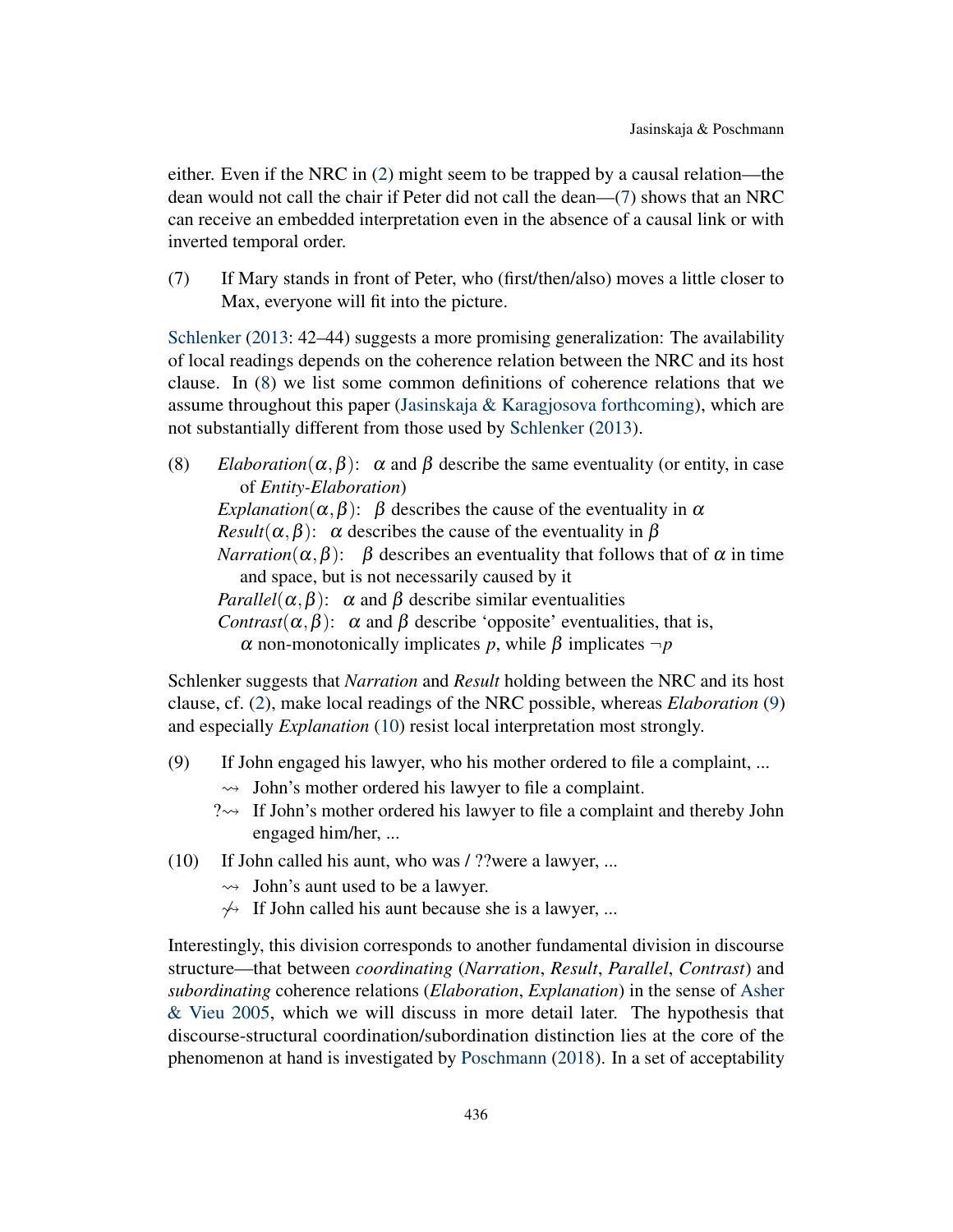either. Even if the NRC in (2) might seem to be trapped by a causal relation—the dean would not call the chair if Peter did not call the dean—(7) shows that an NRC can receive an embedded interpretation even in the absence of a causal link or with inverted temporal order.

(7) If Mary stands in front of Peter, who (first/then/also) moves a little closer to Max, everyone will fit into the picture.

Schlenker (2013: 42–44) suggests a more promising generalization: The availability of local readings depends on the coherence relation between the NRC and its host clause. In (8) we list some common definitions of coherence relations that we assume throughout this paper (Jasinskaja & Karagjosova forthcoming), which are not substantially different from those used by Schlenker (2013).

(8) *Elaboration*$(\alpha, \beta)$: $\alpha$ and $\beta$ describe the same eventuality (or entity, in case of *Entity-Elaboration*)
*Explanation*$(\alpha, \beta)$: $\beta$ describes the cause of the eventuality in $\alpha$
*Result*$(\alpha, \beta)$: $\alpha$ describes the cause of the eventuality in $\beta$
*Narration*$(\alpha, \beta)$: $\beta$ describes an eventuality that follows that of $\alpha$ in time and space, but is not necessarily caused by it
*Parallel*$(\alpha, \beta)$: $\alpha$ and $\beta$ describe similar eventualities
*Contrast*$(\alpha, \beta)$: $\alpha$ and $\beta$ describe 'opposite' eventualities, that is, $\alpha$ non-monotonically implicates $p$, while $\beta$ implicates $\neg p$

Schlenker suggests that *Narration* and *Result* holding between the NRC and its host clause, cf. (2), make local readings of the NRC possible, whereas *Elaboration* (9) and especially *Explanation* (10) resist local interpretation most strongly.

(9) If John engaged his lawyer, who his mother ordered to file a complaint, ...
$\rightsquigarrow$ John's mother ordered his lawyer to file a complaint.
?$\rightsquigarrow$ If John's mother ordered his lawyer to file a complaint and thereby John engaged him/her, ...

(10) If John called his aunt, who was / ??were a lawyer, ...
$\rightsquigarrow$ John's aunt used to be a lawyer.
$\not\rightsquigarrow$ If John called his aunt because she is a lawyer, ...

Interestingly, this division corresponds to another fundamental division in discourse structure—that between *coordinating* (*Narration*, *Result*, *Parallel*, *Contrast*) and *subordinating* coherence relations (*Elaboration*, *Explanation*) in the sense of Asher & Vieu 2005, which we will discuss in more detail later. The hypothesis that discourse-structural coordination/subordination distinction lies at the core of the phenomenon at hand is investigated by Poschmann (2018). In a set of acceptability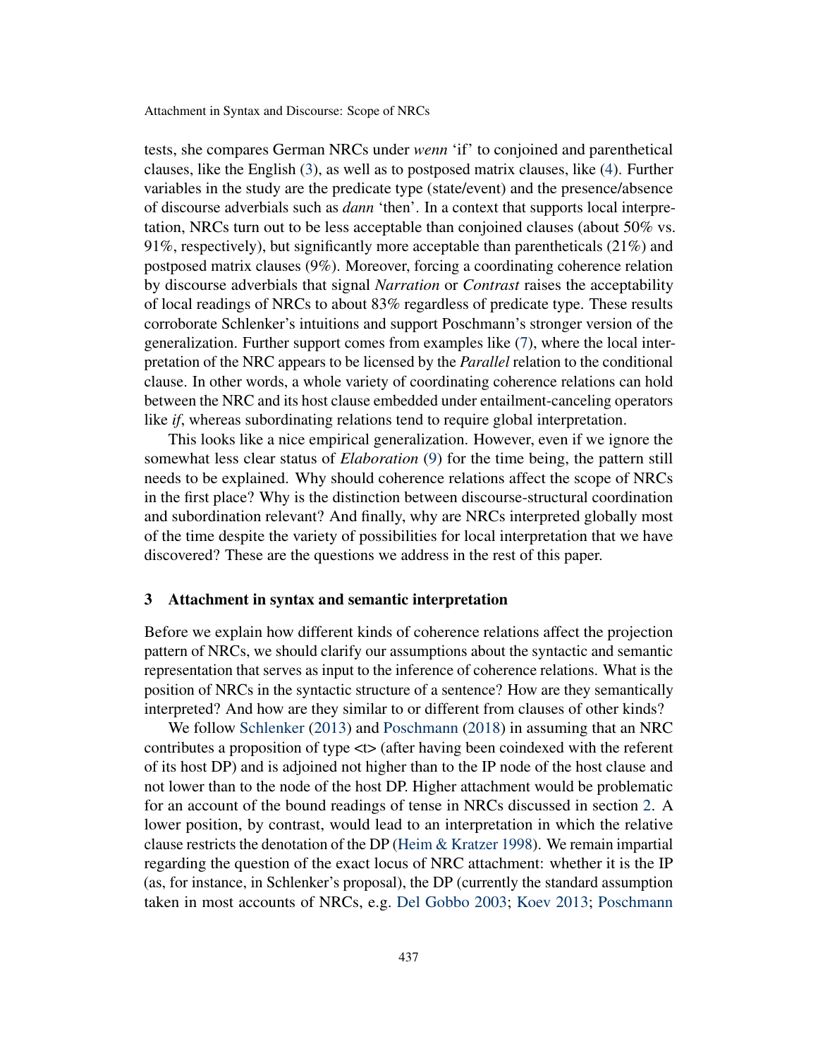tests, she compares German NRCs under *wenn* 'if' to conjoined and parenthetical clauses, like the English (3), as well as to postposed matrix clauses, like (4). Further variables in the study are the predicate type (state/event) and the presence/absence of discourse adverbials such as *dann* 'then'. In a context that supports local interpretation, NRCs turn out to be less acceptable than conjoined clauses (about 50% vs. 91%, respectively), but significantly more acceptable than parentheticals (21%) and postposed matrix clauses (9%). Moreover, forcing a coordinating coherence relation by discourse adverbials that signal *Narration* or *Contrast* raises the acceptability of local readings of NRCs to about 83% regardless of predicate type. These results corroborate Schlenker's intuitions and support Poschmann's stronger version of the generalization. Further support comes from examples like (7), where the local interpretation of the NRC appears to be licensed by the *Parallel* relation to the conditional clause. In other words, a whole variety of coordinating coherence relations can hold between the NRC and its host clause embedded under entailment-canceling operators like *if*, whereas subordinating relations tend to require global interpretation.

This looks like a nice empirical generalization. However, even if we ignore the somewhat less clear status of *Elaboration* (9) for the time being, the pattern still needs to be explained. Why should coherence relations affect the scope of NRCs in the first place? Why is the distinction between discourse-structural coordination and subordination relevant? And finally, why are NRCs interpreted globally most of the time despite the variety of possibilities for local interpretation that we have discovered? These are the questions we address in the rest of this paper.

## 3 Attachment in syntax and semantic interpretation

Before we explain how different kinds of coherence relations affect the projection pattern of NRCs, we should clarify our assumptions about the syntactic and semantic representation that serves as input to the inference of coherence relations. What is the position of NRCs in the syntactic structure of a sentence? How are they semantically interpreted? And how are they similar to or different from clauses of other kinds?

We follow Schlenker (2013) and Poschmann (2018) in assuming that an NRC contributes a proposition of type <t> (after having been coindexed with the referent of its host DP) and is adjoined not higher than to the IP node of the host clause and not lower than to the node of the host DP. Higher attachment would be problematic for an account of the bound readings of tense in NRCs discussed in section 2. A lower position, by contrast, would lead to an interpretation in which the relative clause restricts the denotation of the DP (Heim & Kratzer 1998). We remain impartial regarding the question of the exact locus of NRC attachment: whether it is the IP (as, for instance, in Schlenker's proposal), the DP (currently the standard assumption taken in most accounts of NRCs, e.g. Del Gobbo 2003; Koev 2013; Poschmann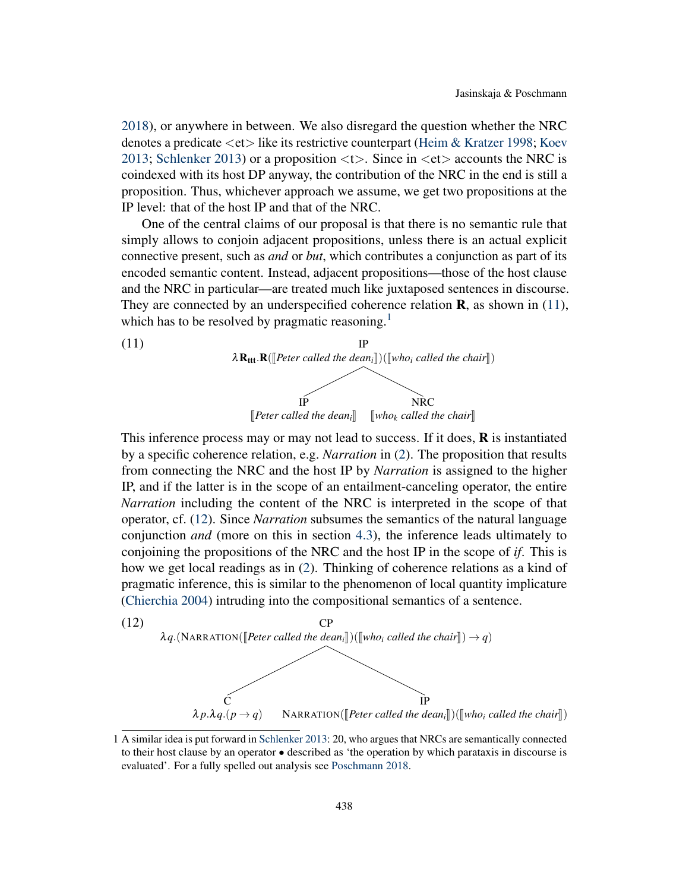2018), or anywhere in between. We also disregard the question whether the NRC denotes a predicate <et> like its restrictive counterpart (Heim & Kratzer 1998; Koev 2013; Schlenker 2013) or a proposition <t>. Since in <et> accounts the NRC is coindexed with its host DP anyway, the contribution of the NRC in the end is still a proposition. Thus, whichever approach we assume, we get two propositions at the IP level: that of the host IP and that of the NRC.

One of the central claims of our proposal is that there is no semantic rule that simply allows to conjoin adjacent propositions, unless there is an actual explicit connective present, such as *and* or *but*, which contributes a conjunction as part of its encoded semantic content. Instead, adjacent propositions—those of the host clause and the NRC in particular—are treated much like juxtaposed sentences in discourse. They are connected by an underspecified coherence relation **R**, as shown in (11), which has to be resolved by pragmatic reasoning.[1]

(11) [IP $\lambda \mathbf{R}_{\mathbf{ttt}}.\mathbf{R}(⟦\textit{Peter called the dean}_i⟧)(⟦\textit{who}_i \textit{ called the chair}⟧)$ [IP $⟦\textit{Peter called the dean}_i⟧$] [NRC $⟦\textit{who}_k \textit{ called the chair}⟧$]]

This inference process may or may not lead to success. If it does, **R** is instantiated by a specific coherence relation, e.g. *Narration* in (2). The proposition that results from connecting the NRC and the host IP by *Narration* is assigned to the higher IP, and if the latter is in the scope of an entailment-canceling operator, the entire *Narration* including the content of the NRC is interpreted in the scope of that operator, cf. (12). Since *Narration* subsumes the semantics of the natural language conjunction *and* (more on this in section 4.3), the inference leads ultimately to conjoining the propositions of the NRC and the host IP in the scope of *if*. This is how we get local readings as in (2). Thinking of coherence relations as a kind of pragmatic inference, this is similar to the phenomenon of local quantity implicature (Chierchia 2004) intruding into the compositional semantics of a sentence.

(12) [CP $\lambda q.(\textsc{Narration}(⟦\textit{Peter called the dean}_i⟧)(⟦\textit{who}_i \textit{ called the chair}⟧) \rightarrow q)$ [C $\lambda p.\lambda q.(p \rightarrow q)$] [IP $\textsc{Narration}(⟦\textit{Peter called the dean}_i⟧)(⟦\textit{who}_i \textit{ called the chair}⟧)$]]

---

1 A similar idea is put forward in Schlenker 2013: 20, who argues that NRCs are semantically connected to their host clause by an operator • described as 'the operation by which parataxis in discourse is evaluated'. For a fully spelled out analysis see Poschmann 2018.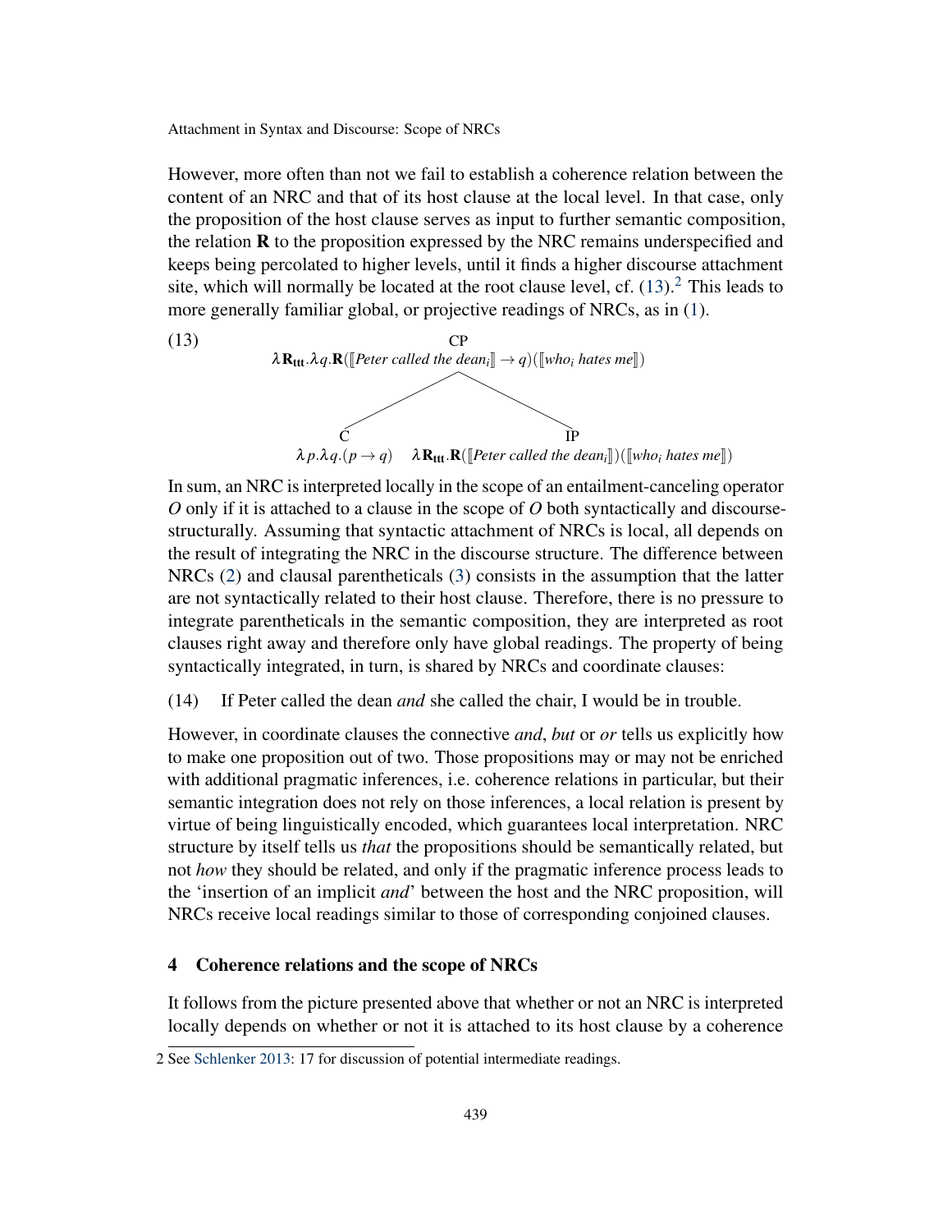However, more often than not we fail to establish a coherence relation between the content of an NRC and that of its host clause at the local level. In that case, only the proposition of the host clause serves as input to further semantic composition, the relation **R** to the proposition expressed by the NRC remains underspecified and keeps being percolated to higher levels, until it finds a higher discourse attachment site, which will normally be located at the root clause level, cf. (13).[2] This leads to more generally familiar global, or projective readings of NRCs, as in (1).

(13)

CP: $\lambda \mathbf{R_{ttt}}.\lambda q.\mathbf{R}([\![\textit{Peter called the dean}_i]\!] \rightarrow q)([\![\textit{who}_i \textit{ hates me}]\!])$

- C: $\lambda p.\lambda q.(p \rightarrow q)$
- IP: $\lambda \mathbf{R_{ttt}}.\mathbf{R}([\![\textit{Peter called the dean}_i]\!])([\![\textit{who}_i \textit{ hates me}]\!])$

In sum, an NRC is interpreted locally in the scope of an entailment-canceling operator $O$ only if it is attached to a clause in the scope of $O$ both syntactically and discourse-structurally. Assuming that syntactic attachment of NRCs is local, all depends on the result of integrating the NRC in the discourse structure. The difference between NRCs (2) and clausal parentheticals (3) consists in the assumption that the latter are not syntactically related to their host clause. Therefore, there is no pressure to integrate parentheticals in the semantic composition, they are interpreted as root clauses right away and therefore only have global readings. The property of being syntactically integrated, in turn, is shared by NRCs and coordinate clauses:

(14) If Peter called the dean *and* she called the chair, I would be in trouble.

However, in coordinate clauses the connective *and*, *but* or *or* tells us explicitly how to make one proposition out of two. Those propositions may or may not be enriched with additional pragmatic inferences, i.e. coherence relations in particular, but their semantic integration does not rely on those inferences, a local relation is present by virtue of being linguistically encoded, which guarantees local interpretation. NRC structure by itself tells us *that* the propositions should be semantically related, but not *how* they should be related, and only if the pragmatic inference process leads to the 'insertion of an implicit *and*' between the host and the NRC proposition, will NRCs receive local readings similar to those of corresponding conjoined clauses.

## 4 Coherence relations and the scope of NRCs

It follows from the picture presented above that whether or not an NRC is interpreted locally depends on whether or not it is attached to its host clause by a coherence

---

2 See Schlenker 2013: 17 for discussion of potential intermediate readings.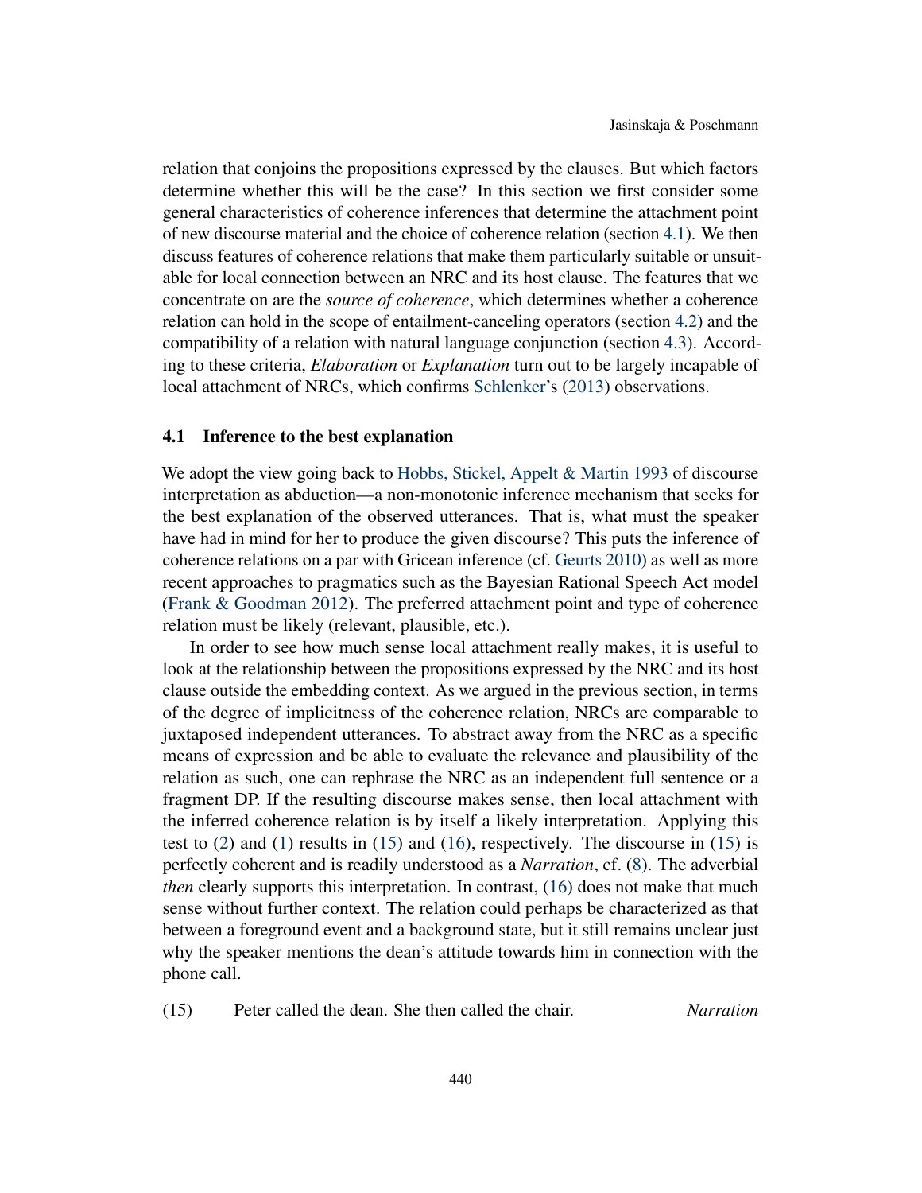relation that conjoins the propositions expressed by the clauses. But which factors determine whether this will be the case? In this section we first consider some general characteristics of coherence inferences that determine the attachment point of new discourse material and the choice of coherence relation (section 4.1). We then discuss features of coherence relations that make them particularly suitable or unsuitable for local connection between an NRC and its host clause. The features that we concentrate on are the *source of coherence*, which determines whether a coherence relation can hold in the scope of entailment-canceling operators (section 4.2) and the compatibility of a relation with natural language conjunction (section 4.3). According to these criteria, *Elaboration* or *Explanation* turn out to be largely incapable of local attachment of NRCs, which confirms Schlenker's (2013) observations.

### 4.1 Inference to the best explanation

We adopt the view going back to Hobbs, Stickel, Appelt & Martin 1993 of discourse interpretation as abduction—a non-monotonic inference mechanism that seeks for the best explanation of the observed utterances. That is, what must the speaker have had in mind for her to produce the given discourse? This puts the inference of coherence relations on a par with Gricean inference (cf. Geurts 2010) as well as more recent approaches to pragmatics such as the Bayesian Rational Speech Act model (Frank & Goodman 2012). The preferred attachment point and type of coherence relation must be likely (relevant, plausible, etc.).

In order to see how much sense local attachment really makes, it is useful to look at the relationship between the propositions expressed by the NRC and its host clause outside the embedding context. As we argued in the previous section, in terms of the degree of implicitness of the coherence relation, NRCs are comparable to juxtaposed independent utterances. To abstract away from the NRC as a specific means of expression and be able to evaluate the relevance and plausibility of the relation as such, one can rephrase the NRC as an independent full sentence or a fragment DP. If the resulting discourse makes sense, then local attachment with the inferred coherence relation is by itself a likely interpretation. Applying this test to (2) and (1) results in (15) and (16), respectively. The discourse in (15) is perfectly coherent and is readily understood as a *Narration*, cf. (8). The adverbial *then* clearly supports this interpretation. In contrast, (16) does not make that much sense without further context. The relation could perhaps be characterized as that between a foreground event and a background state, but it still remains unclear just why the speaker mentions the dean's attitude towards him in connection with the phone call.

(15) Peter called the dean. She then called the chair. *Narration*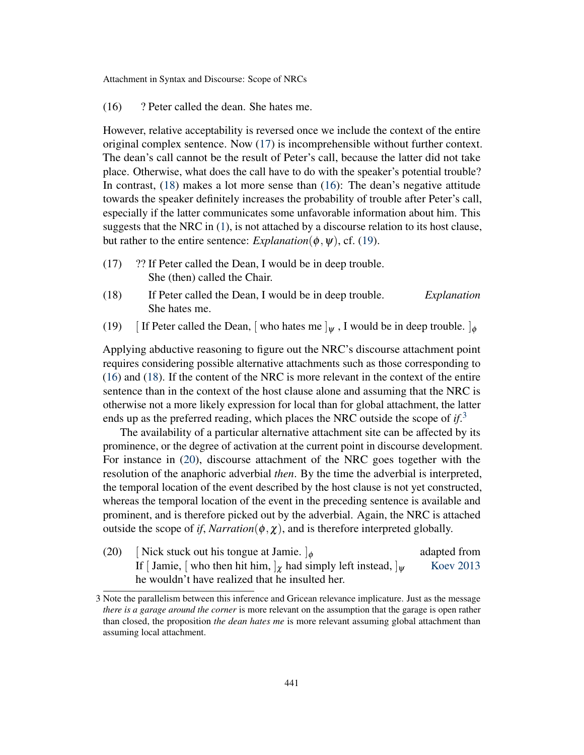(16) ? Peter called the dean. She hates me.

However, relative acceptability is reversed once we include the context of the entire original complex sentence. Now (17) is incomprehensible without further context. The dean's call cannot be the result of Peter's call, because the latter did not take place. Otherwise, what does the call have to do with the speaker's potential trouble? In contrast, (18) makes a lot more sense than (16): The dean's negative attitude towards the speaker definitely increases the probability of trouble after Peter's call, especially if the latter communicates some unfavorable information about him. This suggests that the NRC in (1), is not attached by a discourse relation to its host clause, but rather to the entire sentence: *Explanation*$(\phi, \psi)$, cf. (19).

(17) ?? If Peter called the Dean, I would be in deep trouble.
She (then) called the Chair.

(18) If Peter called the Dean, I would be in deep trouble. *Explanation*
She hates me.

(19) [ If Peter called the Dean, [ who hates me ]$_{\psi}$ , I would be in deep trouble. ]$_{\phi}$

Applying abductive reasoning to figure out the NRC's discourse attachment point requires considering possible alternative attachments such as those corresponding to (16) and (18). If the content of the NRC is more relevant in the context of the entire sentence than in the context of the host clause alone and assuming that the NRC is otherwise not a more likely expression for local than for global attachment, the latter ends up as the preferred reading, which places the NRC outside the scope of *if*.[3]

The availability of a particular alternative attachment site can be affected by its prominence, or the degree of activation at the current point in discourse development. For instance in (20), discourse attachment of the NRC goes together with the resolution of the anaphoric adverbial *then*. By the time the adverbial is interpreted, the temporal location of the event described by the host clause is not yet constructed, whereas the temporal location of the event in the preceding sentence is available and prominent, and is therefore picked out by the adverbial. Again, the NRC is attached outside the scope of *if*, *Narration*$(\phi, \chi)$, and is therefore interpreted globally.

(20) [ Nick stuck out his tongue at Jamie. ]$_{\phi}$ adapted from Koev 2013
If [ Jamie, [ who then hit him, ]$_{\chi}$ had simply left instead, ]$_{\psi}$
he wouldn't have realized that he insulted her.

3 Note the parallelism between this inference and Gricean relevance implicature. Just as the message *there is a garage around the corner* is more relevant on the assumption that the garage is open rather than closed, the proposition *the dean hates me* is more relevant assuming global attachment than assuming local attachment.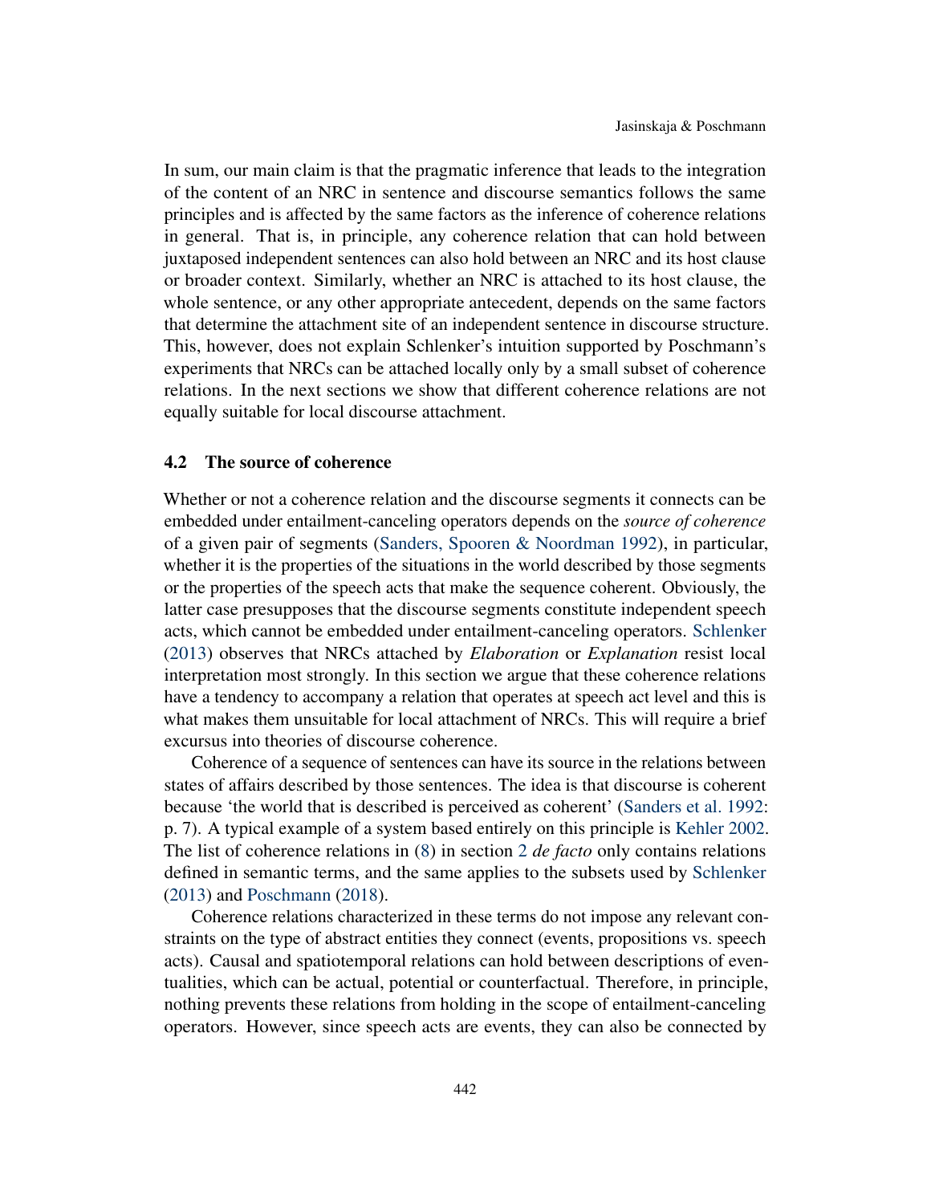In sum, our main claim is that the pragmatic inference that leads to the integration of the content of an NRC in sentence and discourse semantics follows the same principles and is affected by the same factors as the inference of coherence relations in general. That is, in principle, any coherence relation that can hold between juxtaposed independent sentences can also hold between an NRC and its host clause or broader context. Similarly, whether an NRC is attached to its host clause, the whole sentence, or any other appropriate antecedent, depends on the same factors that determine the attachment site of an independent sentence in discourse structure. This, however, does not explain Schlenker's intuition supported by Poschmann's experiments that NRCs can be attached locally only by a small subset of coherence relations. In the next sections we show that different coherence relations are not equally suitable for local discourse attachment.

### 4.2 The source of coherence

Whether or not a coherence relation and the discourse segments it connects can be embedded under entailment-canceling operators depends on the *source of coherence* of a given pair of segments (Sanders, Spooren & Noordman 1992), in particular, whether it is the properties of the situations in the world described by those segments or the properties of the speech acts that make the sequence coherent. Obviously, the latter case presupposes that the discourse segments constitute independent speech acts, which cannot be embedded under entailment-canceling operators. Schlenker (2013) observes that NRCs attached by *Elaboration* or *Explanation* resist local interpretation most strongly. In this section we argue that these coherence relations have a tendency to accompany a relation that operates at speech act level and this is what makes them unsuitable for local attachment of NRCs. This will require a brief excursus into theories of discourse coherence.

Coherence of a sequence of sentences can have its source in the relations between states of affairs described by those sentences. The idea is that discourse is coherent because 'the world that is described is perceived as coherent' (Sanders et al. 1992: p. 7). A typical example of a system based entirely on this principle is Kehler 2002. The list of coherence relations in (8) in section 2 *de facto* only contains relations defined in semantic terms, and the same applies to the subsets used by Schlenker (2013) and Poschmann (2018).

Coherence relations characterized in these terms do not impose any relevant constraints on the type of abstract entities they connect (events, propositions vs. speech acts). Causal and spatiotemporal relations can hold between descriptions of eventualities, which can be actual, potential or counterfactual. Therefore, in principle, nothing prevents these relations from holding in the scope of entailment-canceling operators. However, since speech acts are events, they can also be connected by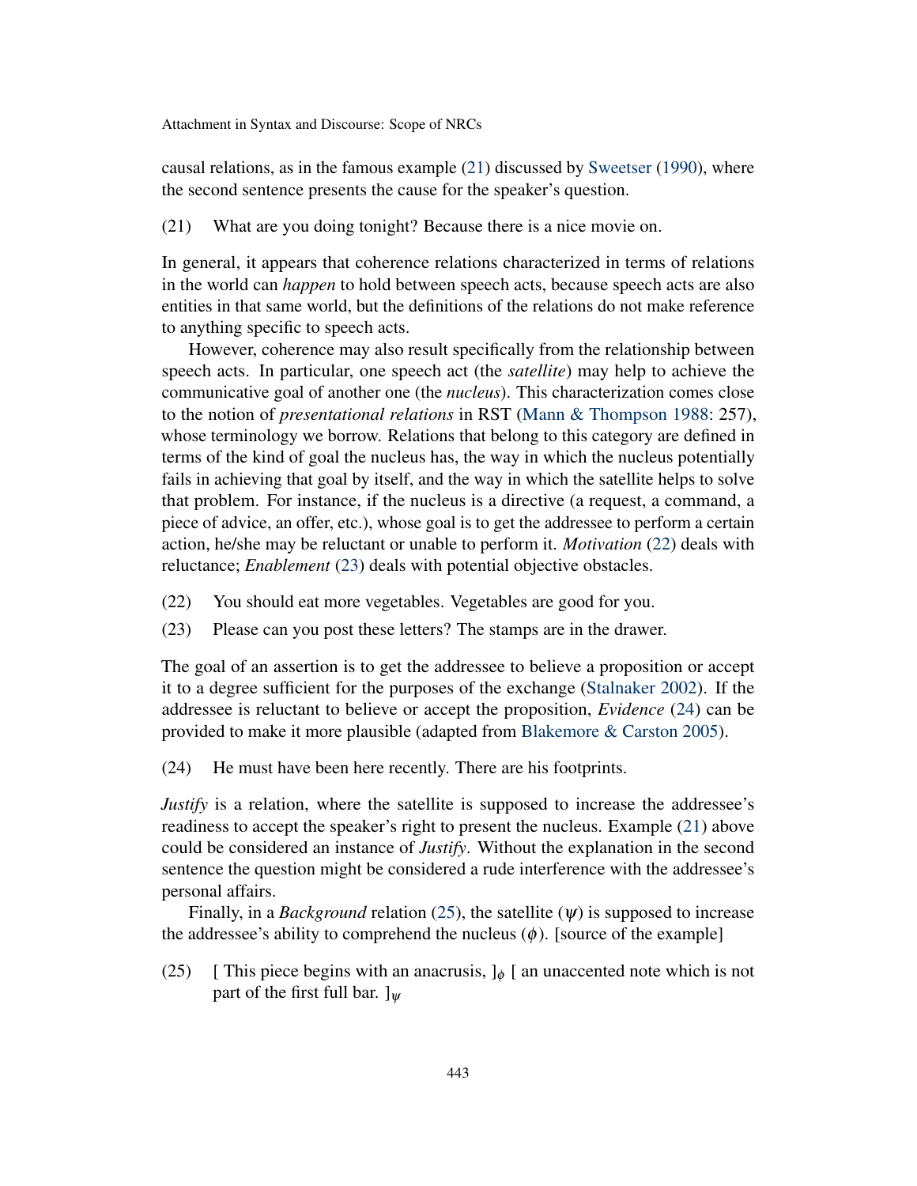causal relations, as in the famous example (21) discussed by Sweetser (1990), where the second sentence presents the cause for the speaker's question.

(21) What are you doing tonight? Because there is a nice movie on.

In general, it appears that coherence relations characterized in terms of relations in the world can *happen* to hold between speech acts, because speech acts are also entities in that same world, but the definitions of the relations do not make reference to anything specific to speech acts.

However, coherence may also result specifically from the relationship between speech acts. In particular, one speech act (the *satellite*) may help to achieve the communicative goal of another one (the *nucleus*). This characterization comes close to the notion of *presentational relations* in RST (Mann & Thompson 1988: 257), whose terminology we borrow. Relations that belong to this category are defined in terms of the kind of goal the nucleus has, the way in which the nucleus potentially fails in achieving that goal by itself, and the way in which the satellite helps to solve that problem. For instance, if the nucleus is a directive (a request, a command, a piece of advice, an offer, etc.), whose goal is to get the addressee to perform a certain action, he/she may be reluctant or unable to perform it. *Motivation* (22) deals with reluctance; *Enablement* (23) deals with potential objective obstacles.

(22) You should eat more vegetables. Vegetables are good for you.

(23) Please can you post these letters? The stamps are in the drawer.

The goal of an assertion is to get the addressee to believe a proposition or accept it to a degree sufficient for the purposes of the exchange (Stalnaker 2002). If the addressee is reluctant to believe or accept the proposition, *Evidence* (24) can be provided to make it more plausible (adapted from Blakemore & Carston 2005).

(24) He must have been here recently. There are his footprints.

*Justify* is a relation, where the satellite is supposed to increase the addressee's readiness to accept the speaker's right to present the nucleus. Example (21) above could be considered an instance of *Justify*. Without the explanation in the second sentence the question might be considered a rude interference with the addressee's personal affairs.

Finally, in a *Background* relation (25), the satellite ($\psi$) is supposed to increase the addressee's ability to comprehend the nucleus ($\phi$). [source of the example]

(25) [ This piece begins with an anacrusis, $]_\phi$ [ an unaccented note which is not part of the first full bar. $]_\psi$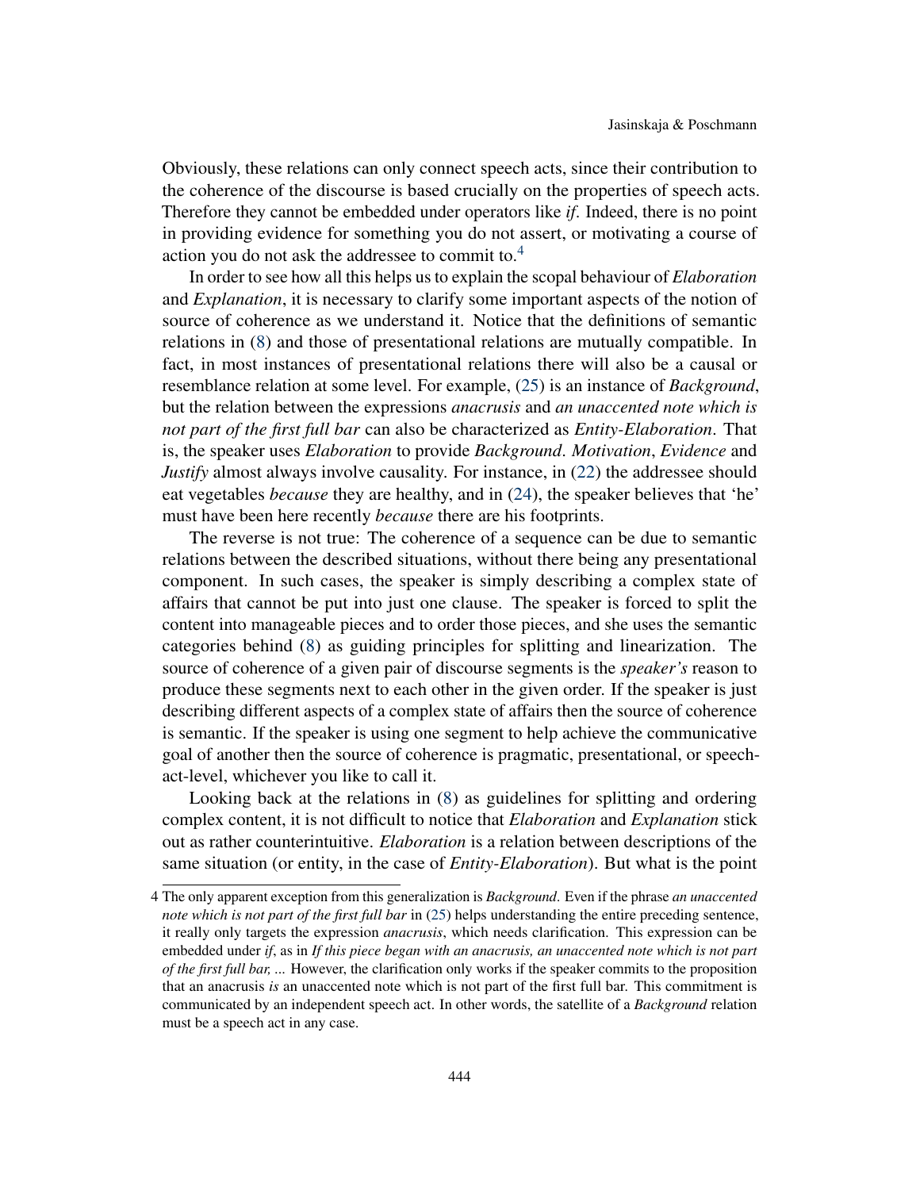Obviously, these relations can only connect speech acts, since their contribution to the coherence of the discourse is based crucially on the properties of speech acts. Therefore they cannot be embedded under operators like *if*. Indeed, there is no point in providing evidence for something you do not assert, or motivating a course of action you do not ask the addressee to commit to.[4]

In order to see how all this helps us to explain the scopal behaviour of *Elaboration* and *Explanation*, it is necessary to clarify some important aspects of the notion of source of coherence as we understand it. Notice that the definitions of semantic relations in (8) and those of presentational relations are mutually compatible. In fact, in most instances of presentational relations there will also be a causal or resemblance relation at some level. For example, (25) is an instance of *Background*, but the relation between the expressions *anacrusis* and *an unaccented note which is not part of the first full bar* can also be characterized as *Entity-Elaboration*. That is, the speaker uses *Elaboration* to provide *Background*. *Motivation*, *Evidence* and *Justify* almost always involve causality. For instance, in (22) the addressee should eat vegetables *because* they are healthy, and in (24), the speaker believes that 'he' must have been here recently *because* there are his footprints.

The reverse is not true: The coherence of a sequence can be due to semantic relations between the described situations, without there being any presentational component. In such cases, the speaker is simply describing a complex state of affairs that cannot be put into just one clause. The speaker is forced to split the content into manageable pieces and to order those pieces, and she uses the semantic categories behind (8) as guiding principles for splitting and linearization. The source of coherence of a given pair of discourse segments is the *speaker's* reason to produce these segments next to each other in the given order. If the speaker is just describing different aspects of a complex state of affairs then the source of coherence is semantic. If the speaker is using one segment to help achieve the communicative goal of another then the source of coherence is pragmatic, presentational, or speech-act-level, whichever you like to call it.

Looking back at the relations in (8) as guidelines for splitting and ordering complex content, it is not difficult to notice that *Elaboration* and *Explanation* stick out as rather counterintuitive. *Elaboration* is a relation between descriptions of the same situation (or entity, in the case of *Entity-Elaboration*). But what is the point

---

4 The only apparent exception from this generalization is *Background*. Even if the phrase *an unaccented note which is not part of the first full bar* in (25) helps understanding the entire preceding sentence, it really only targets the expression *anacrusis*, which needs clarification. This expression can be embedded under *if*, as in *If this piece began with an anacrusis, an unaccented note which is not part of the first full bar, ...* However, the clarification only works if the speaker commits to the proposition that an anacrusis *is* an unaccented note which is not part of the first full bar. This commitment is communicated by an independent speech act. In other words, the satellite of a *Background* relation must be a speech act in any case.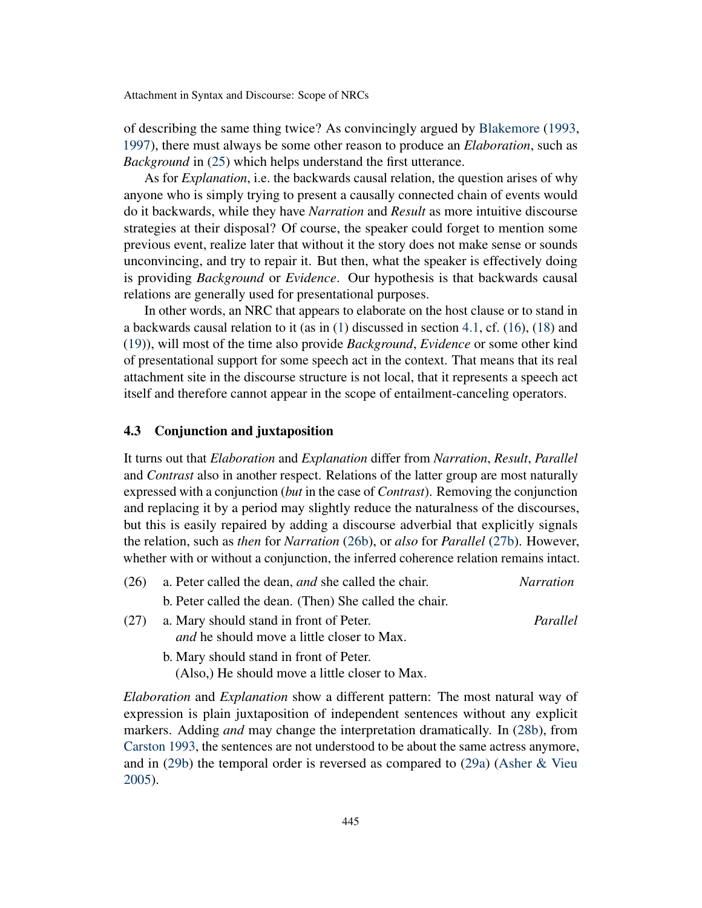of describing the same thing twice? As convincingly argued by Blakemore (1993, 1997), there must always be some other reason to produce an *Elaboration*, such as *Background* in (25) which helps understand the first utterance.

As for *Explanation*, i.e. the backwards causal relation, the question arises of why anyone who is simply trying to present a causally connected chain of events would do it backwards, while they have *Narration* and *Result* as more intuitive discourse strategies at their disposal? Of course, the speaker could forget to mention some previous event, realize later that without it the story does not make sense or sounds unconvincing, and try to repair it. But then, what the speaker is effectively doing is providing *Background* or *Evidence*. Our hypothesis is that backwards causal relations are generally used for presentational purposes.

In other words, an NRC that appears to elaborate on the host clause or to stand in a backwards causal relation to it (as in (1) discussed in section 4.1, cf. (16), (18) and (19)), will most of the time also provide *Background*, *Evidence* or some other kind of presentational support for some speech act in the context. That means that its real attachment site in the discourse structure is not local, that it represents a speech act itself and therefore cannot appear in the scope of entailment-canceling operators.

### 4.3 Conjunction and juxtaposition

It turns out that *Elaboration* and *Explanation* differ from *Narration*, *Result*, *Parallel* and *Contrast* also in another respect. Relations of the latter group are most naturally expressed with a conjunction (*but* in the case of *Contrast*). Removing the conjunction and replacing it by a period may slightly reduce the naturalness of the discourses, but this is easily repaired by adding a discourse adverbial that explicitly signals the relation, such as *then* for *Narration* (26b), or *also* for *Parallel* (27b). However, whether with or without a conjunction, the inferred coherence relation remains intact.

(26) a. Peter called the dean, *and* she called the chair. *Narration*

b. Peter called the dean. (Then) She called the chair.

(27) a. Mary should stand in front of Peter. *Parallel*
*and* he should move a little closer to Max.

b. Mary should stand in front of Peter.
(Also,) He should move a little closer to Max.

*Elaboration* and *Explanation* show a different pattern: The most natural way of expression is plain juxtaposition of independent sentences without any explicit markers. Adding *and* may change the interpretation dramatically. In (28b), from Carston 1993, the sentences are not understood to be about the same actress anymore, and in (29b) the temporal order is reversed as compared to (29a) (Asher & Vieu 2005).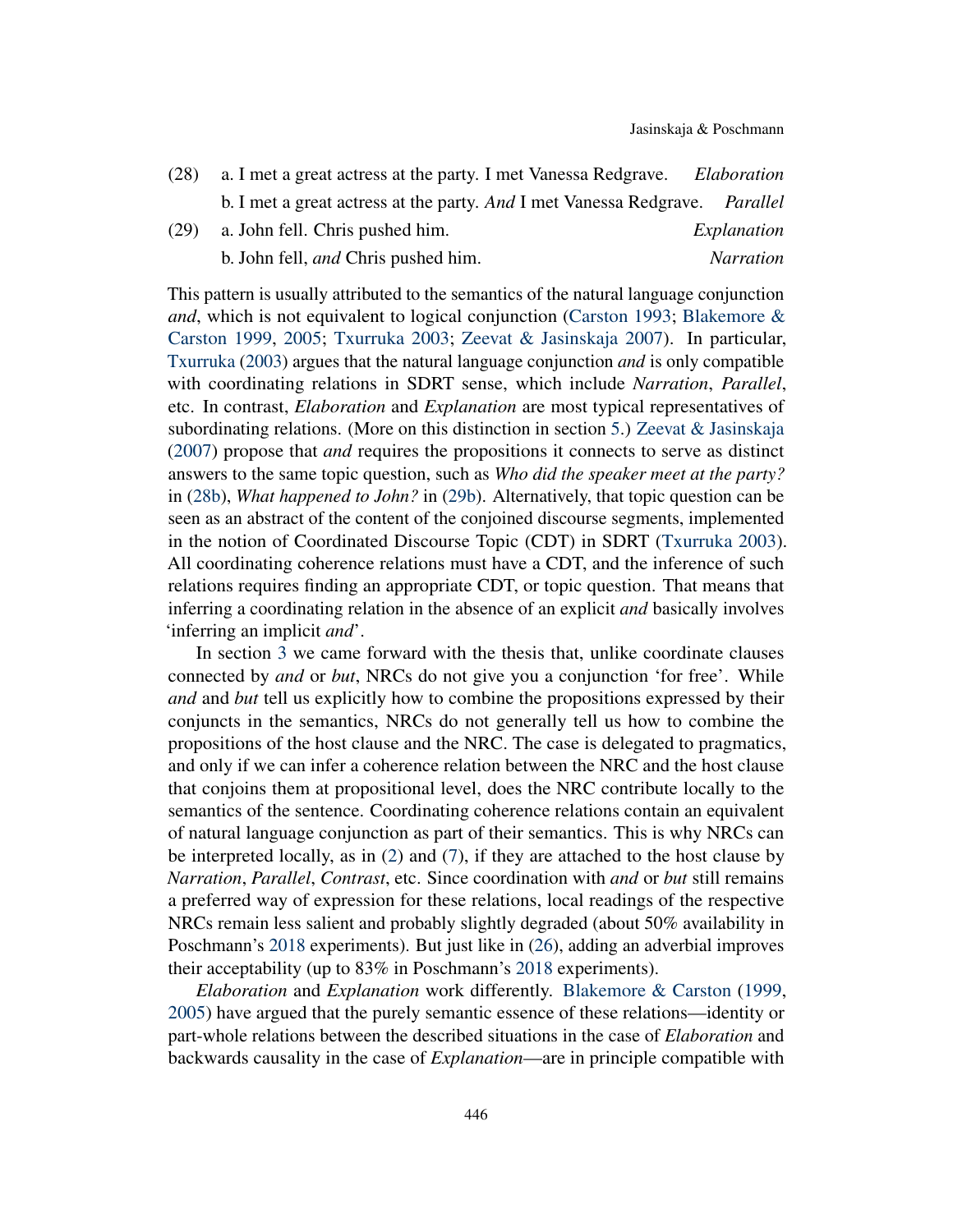(28) a. I met a great actress at the party. I met Vanessa Redgrave. *Elaboration*

b. I met a great actress at the party. *And* I met Vanessa Redgrave. *Parallel*

(29) a. John fell. Chris pushed him. *Explanation*

b. John fell, *and* Chris pushed him. *Narration*

This pattern is usually attributed to the semantics of the natural language conjunction *and*, which is not equivalent to logical conjunction (Carston 1993; Blakemore & Carston 1999, 2005; Txurruka 2003; Zeevat & Jasinskaja 2007). In particular, Txurruka (2003) argues that the natural language conjunction *and* is only compatible with coordinating relations in SDRT sense, which include *Narration*, *Parallel*, etc. In contrast, *Elaboration* and *Explanation* are most typical representatives of subordinating relations. (More on this distinction in section 5.) Zeevat & Jasinskaja (2007) propose that *and* requires the propositions it connects to serve as distinct answers to the same topic question, such as *Who did the speaker meet at the party?* in (28b), *What happened to John?* in (29b). Alternatively, that topic question can be seen as an abstract of the content of the conjoined discourse segments, implemented in the notion of Coordinated Discourse Topic (CDT) in SDRT (Txurruka 2003). All coordinating coherence relations must have a CDT, and the inference of such relations requires finding an appropriate CDT, or topic question. That means that inferring a coordinating relation in the absence of an explicit *and* basically involves 'inferring an implicit *and*'.

In section 3 we came forward with the thesis that, unlike coordinate clauses connected by *and* or *but*, NRCs do not give you a conjunction 'for free'. While *and* and *but* tell us explicitly how to combine the propositions expressed by their conjuncts in the semantics, NRCs do not generally tell us how to combine the propositions of the host clause and the NRC. The case is delegated to pragmatics, and only if we can infer a coherence relation between the NRC and the host clause that conjoins them at propositional level, does the NRC contribute locally to the semantics of the sentence. Coordinating coherence relations contain an equivalent of natural language conjunction as part of their semantics. This is why NRCs can be interpreted locally, as in (2) and (7), if they are attached to the host clause by *Narration*, *Parallel*, *Contrast*, etc. Since coordination with *and* or *but* still remains a preferred way of expression for these relations, local readings of the respective NRCs remain less salient and probably slightly degraded (about 50% availability in Poschmann's 2018 experiments). But just like in (26), adding an adverbial improves their acceptability (up to 83% in Poschmann's 2018 experiments).

*Elaboration* and *Explanation* work differently. Blakemore & Carston (1999, 2005) have argued that the purely semantic essence of these relations—identity or part-whole relations between the described situations in the case of *Elaboration* and backwards causality in the case of *Explanation*—are in principle compatible with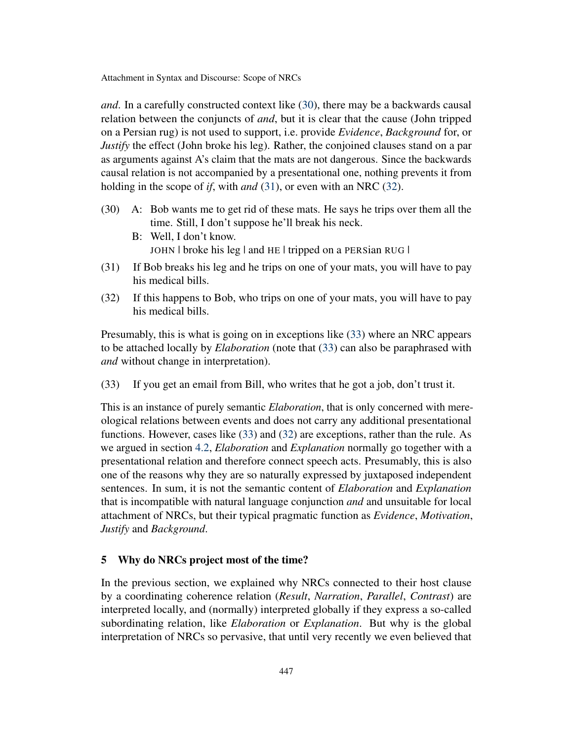*and*. In a carefully constructed context like (30), there may be a backwards causal relation between the conjuncts of *and*, but it is clear that the cause (John tripped on a Persian rug) is not used to support, i.e. provide *Evidence*, *Background* for, or *Justify* the effect (John broke his leg). Rather, the conjoined clauses stand on a par as arguments against A's claim that the mats are not dangerous. Since the backwards causal relation is not accompanied by a presentational one, nothing prevents it from holding in the scope of *if*, with *and* (31), or even with an NRC (32).

(30) A: Bob wants me to get rid of these mats. He says he trips over them all the time. Still, I don't suppose he'll break his neck.

B: Well, I don't know.
JOHN | broke his leg | and HE | tripped on a PERSian RUG |

(31) If Bob breaks his leg and he trips on one of your mats, you will have to pay his medical bills.

(32) If this happens to Bob, who trips on one of your mats, you will have to pay his medical bills.

Presumably, this is what is going on in exceptions like (33) where an NRC appears to be attached locally by *Elaboration* (note that (33) can also be paraphrased with *and* without change in interpretation).

(33) If you get an email from Bill, who writes that he got a job, don't trust it.

This is an instance of purely semantic *Elaboration*, that is only concerned with mereological relations between events and does not carry any additional presentational functions. However, cases like (33) and (32) are exceptions, rather than the rule. As we argued in section 4.2, *Elaboration* and *Explanation* normally go together with a presentational relation and therefore connect speech acts. Presumably, this is also one of the reasons why they are so naturally expressed by juxtaposed independent sentences. In sum, it is not the semantic content of *Elaboration* and *Explanation* that is incompatible with natural language conjunction *and* and unsuitable for local attachment of NRCs, but their typical pragmatic function as *Evidence*, *Motivation*, *Justify* and *Background*.

## 5 Why do NRCs project most of the time?

In the previous section, we explained why NRCs connected to their host clause by a coordinating coherence relation (*Result*, *Narration*, *Parallel*, *Contrast*) are interpreted locally, and (normally) interpreted globally if they express a so-called subordinating relation, like *Elaboration* or *Explanation*. But why is the global interpretation of NRCs so pervasive, that until very recently we even believed that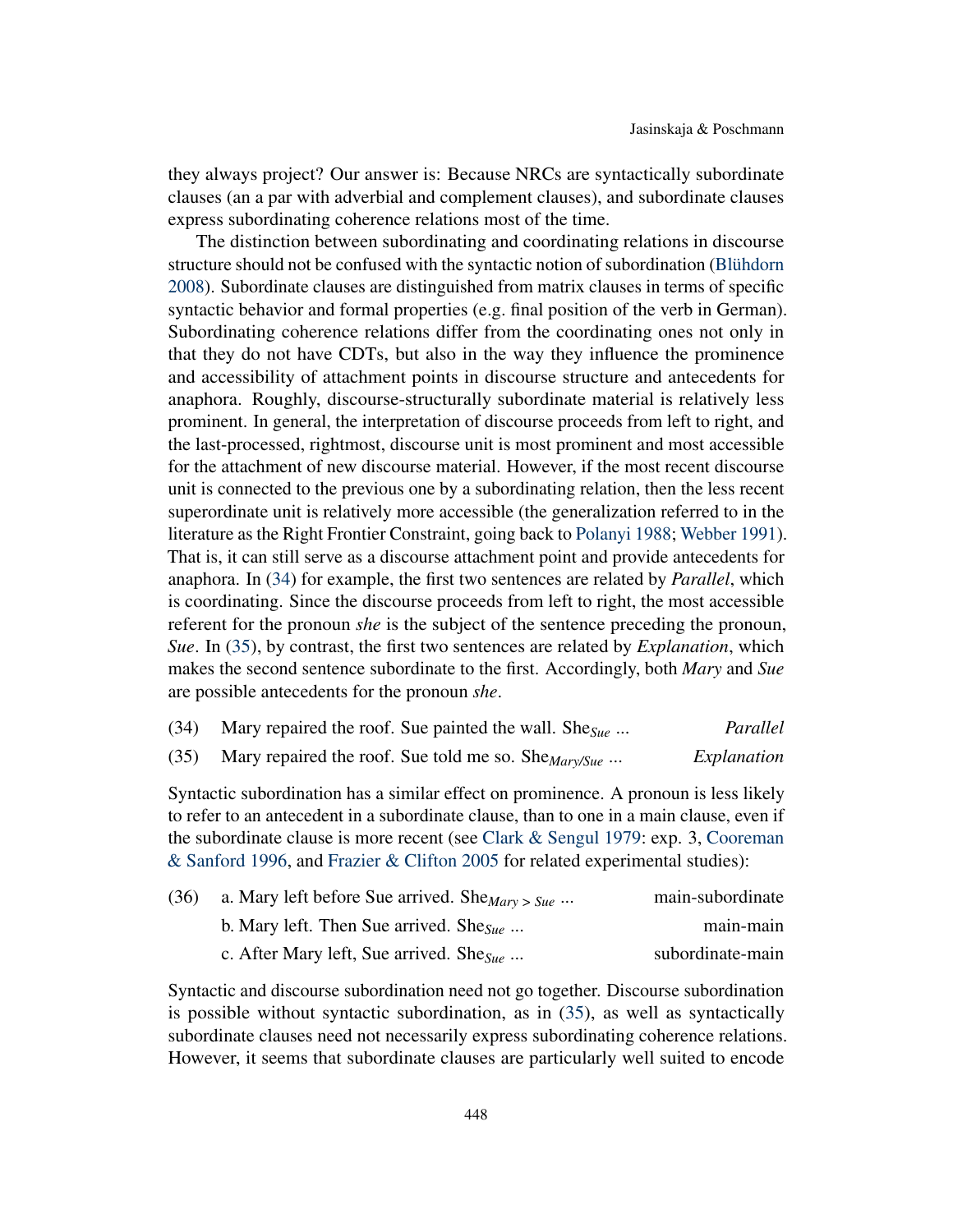they always project? Our answer is: Because NRCs are syntactically subordinate clauses (an a par with adverbial and complement clauses), and subordinate clauses express subordinating coherence relations most of the time.

The distinction between subordinating and coordinating relations in discourse structure should not be confused with the syntactic notion of subordination (Blühdorn 2008). Subordinate clauses are distinguished from matrix clauses in terms of specific syntactic behavior and formal properties (e.g. final position of the verb in German). Subordinating coherence relations differ from the coordinating ones not only in that they do not have CDTs, but also in the way they influence the prominence and accessibility of attachment points in discourse structure and antecedents for anaphora. Roughly, discourse-structurally subordinate material is relatively less prominent. In general, the interpretation of discourse proceeds from left to right, and the last-processed, rightmost, discourse unit is most prominent and most accessible for the attachment of new discourse material. However, if the most recent discourse unit is connected to the previous one by a subordinating relation, then the less recent superordinate unit is relatively more accessible (the generalization referred to in the literature as the Right Frontier Constraint, going back to Polanyi 1988; Webber 1991). That is, it can still serve as a discourse attachment point and provide antecedents for anaphora. In (34) for example, the first two sentences are related by *Parallel*, which is coordinating. Since the discourse proceeds from left to right, the most accessible referent for the pronoun *she* is the subject of the sentence preceding the pronoun, *Sue*. In (35), by contrast, the first two sentences are related by *Explanation*, which makes the second sentence subordinate to the first. Accordingly, both *Mary* and *Sue* are possible antecedents for the pronoun *she*.

(34) Mary repaired the roof. Sue painted the wall. She$_{Sue}$ ... *Parallel*

(35) Mary repaired the roof. Sue told me so. She$_{Mary/Sue}$ ... *Explanation*

Syntactic subordination has a similar effect on prominence. A pronoun is less likely to refer to an antecedent in a subordinate clause, than to one in a main clause, even if the subordinate clause is more recent (see Clark & Sengul 1979: exp. 3, Cooreman & Sanford 1996, and Frazier & Clifton 2005 for related experimental studies):

(36) a. Mary left before Sue arrived. She$_{Mary > Sue}$ ... main-subordinate

b. Mary left. Then Sue arrived. She$_{Sue}$ ... main-main

c. After Mary left, Sue arrived. She$_{Sue}$ ... subordinate-main

Syntactic and discourse subordination need not go together. Discourse subordination is possible without syntactic subordination, as in (35), as well as syntactically subordinate clauses need not necessarily express subordinating coherence relations. However, it seems that subordinate clauses are particularly well suited to encode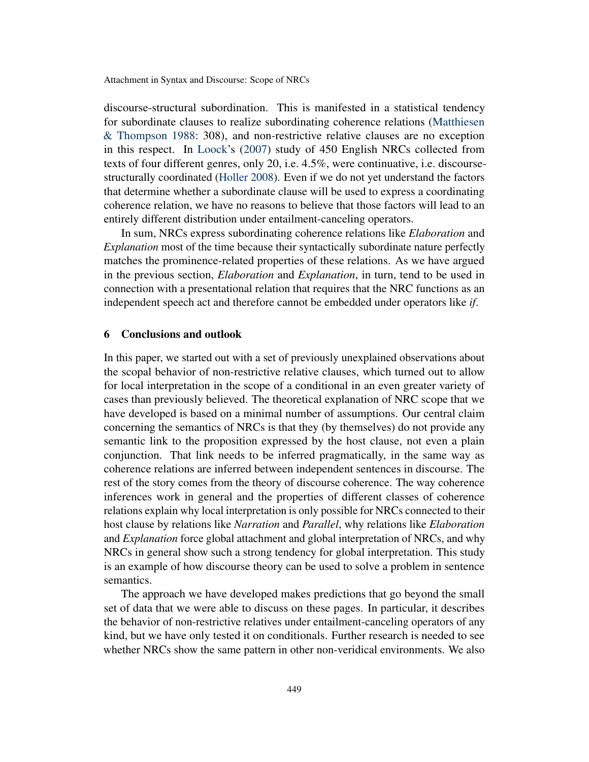discourse-structural subordination. This is manifested in a statistical tendency for subordinate clauses to realize subordinating coherence relations (Matthiesen & Thompson 1988: 308), and non-restrictive relative clauses are no exception in this respect. In Loock's (2007) study of 450 English NRCs collected from texts of four different genres, only 20, i.e. 4.5%, were continuative, i.e. discourse-structurally coordinated (Holler 2008). Even if we do not yet understand the factors that determine whether a subordinate clause will be used to express a coordinating coherence relation, we have no reasons to believe that those factors will lead to an entirely different distribution under entailment-canceling operators.

In sum, NRCs express subordinating coherence relations like *Elaboration* and *Explanation* most of the time because their syntactically subordinate nature perfectly matches the prominence-related properties of these relations. As we have argued in the previous section, *Elaboration* and *Explanation*, in turn, tend to be used in connection with a presentational relation that requires that the NRC functions as an independent speech act and therefore cannot be embedded under operators like *if*.

## 6 Conclusions and outlook

In this paper, we started out with a set of previously unexplained observations about the scopal behavior of non-restrictive relative clauses, which turned out to allow for local interpretation in the scope of a conditional in an even greater variety of cases than previously believed. The theoretical explanation of NRC scope that we have developed is based on a minimal number of assumptions. Our central claim concerning the semantics of NRCs is that they (by themselves) do not provide any semantic link to the proposition expressed by the host clause, not even a plain conjunction. That link needs to be inferred pragmatically, in the same way as coherence relations are inferred between independent sentences in discourse. The rest of the story comes from the theory of discourse coherence. The way coherence inferences work in general and the properties of different classes of coherence relations explain why local interpretation is only possible for NRCs connected to their host clause by relations like *Narration* and *Parallel*, why relations like *Elaboration* and *Explanation* force global attachment and global interpretation of NRCs, and why NRCs in general show such a strong tendency for global interpretation. This study is an example of how discourse theory can be used to solve a problem in sentence semantics.

The approach we have developed makes predictions that go beyond the small set of data that we were able to discuss on these pages. In particular, it describes the behavior of non-restrictive relatives under entailment-canceling operators of any kind, but we have only tested it on conditionals. Further research is needed to see whether NRCs show the same pattern in other non-veridical environments. We also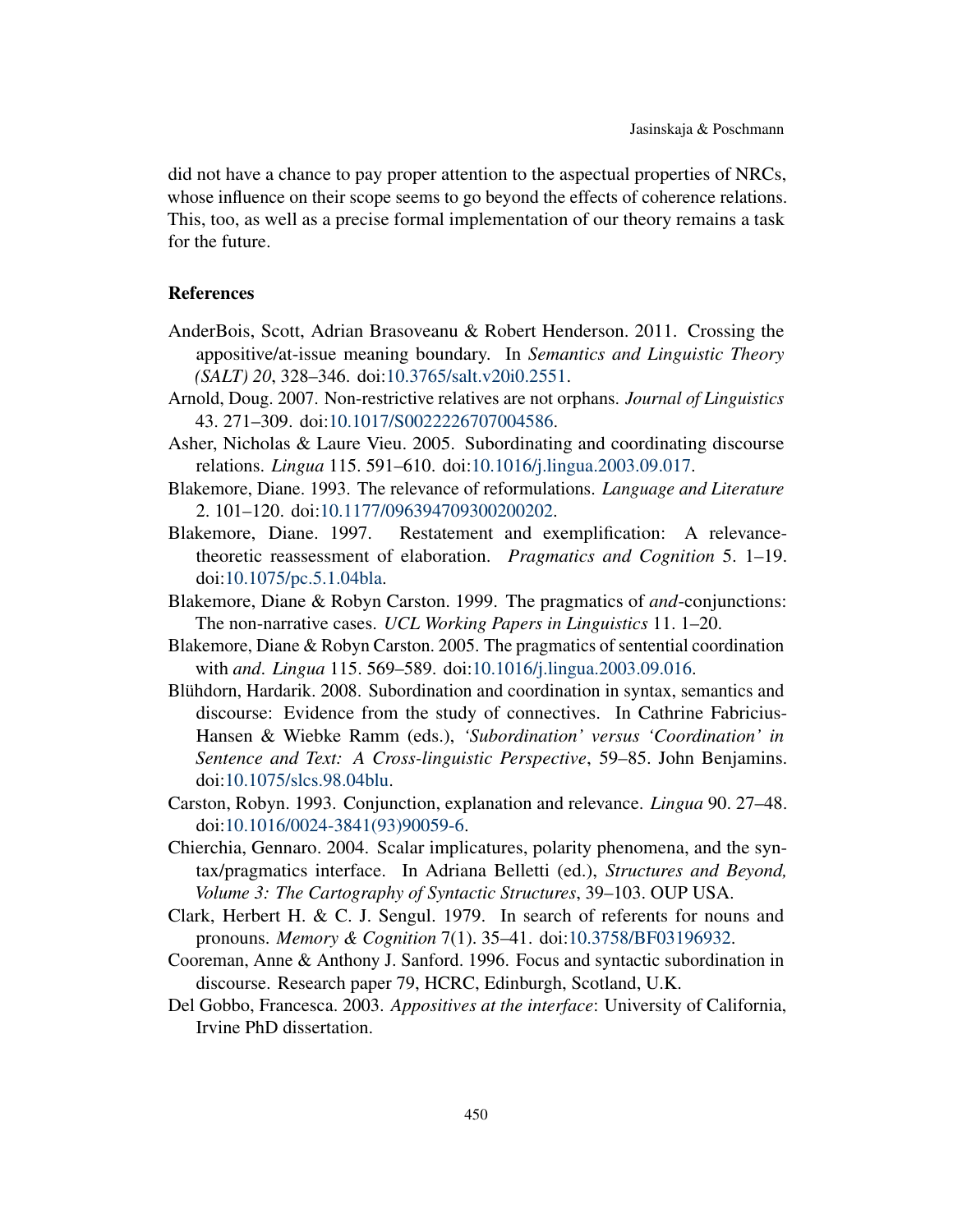did not have a chance to pay proper attention to the aspectual properties of NRCs, whose influence on their scope seems to go beyond the effects of coherence relations. This, too, as well as a precise formal implementation of our theory remains a task for the future.

## References

AnderBois, Scott, Adrian Brasoveanu & Robert Henderson. 2011. Crossing the appositive/at-issue meaning boundary. In *Semantics and Linguistic Theory (SALT) 20*, 328–346. doi:10.3765/salt.v20i0.2551.

Arnold, Doug. 2007. Non-restrictive relatives are not orphans. *Journal of Linguistics* 43. 271–309. doi:10.1017/S0022226707004586.

Asher, Nicholas & Laure Vieu. 2005. Subordinating and coordinating discourse relations. *Lingua* 115. 591–610. doi:10.1016/j.lingua.2003.09.017.

Blakemore, Diane. 1993. The relevance of reformulations. *Language and Literature* 2. 101–120. doi:10.1177/096394709300200202.

Blakemore, Diane. 1997. Restatement and exemplification: A relevance-theoretic reassessment of elaboration. *Pragmatics and Cognition* 5. 1–19. doi:10.1075/pc.5.1.04bla.

Blakemore, Diane & Robyn Carston. 1999. The pragmatics of *and*-conjunctions: The non-narrative cases. *UCL Working Papers in Linguistics* 11. 1–20.

Blakemore, Diane & Robyn Carston. 2005. The pragmatics of sentential coordination with *and*. *Lingua* 115. 569–589. doi:10.1016/j.lingua.2003.09.016.

Blühdorn, Hardarik. 2008. Subordination and coordination in syntax, semantics and discourse: Evidence from the study of connectives. In Cathrine Fabricius-Hansen & Wiebke Ramm (eds.), *'Subordination' versus 'Coordination' in Sentence and Text: A Cross-linguistic Perspective*, 59–85. John Benjamins. doi:10.1075/slcs.98.04blu.

Carston, Robyn. 1993. Conjunction, explanation and relevance. *Lingua* 90. 27–48. doi:10.1016/0024-3841(93)90059-6.

Chierchia, Gennaro. 2004. Scalar implicatures, polarity phenomena, and the syntax/pragmatics interface. In Adriana Belletti (ed.), *Structures and Beyond, Volume 3: The Cartography of Syntactic Structures*, 39–103. OUP USA.

Clark, Herbert H. & C. J. Sengul. 1979. In search of referents for nouns and pronouns. *Memory & Cognition* 7(1). 35–41. doi:10.3758/BF03196932.

Cooreman, Anne & Anthony J. Sanford. 1996. Focus and syntactic subordination in discourse. Research paper 79, HCRC, Edinburgh, Scotland, U.K.

Del Gobbo, Francesca. 2003. *Appositives at the interface*: University of California, Irvine PhD dissertation.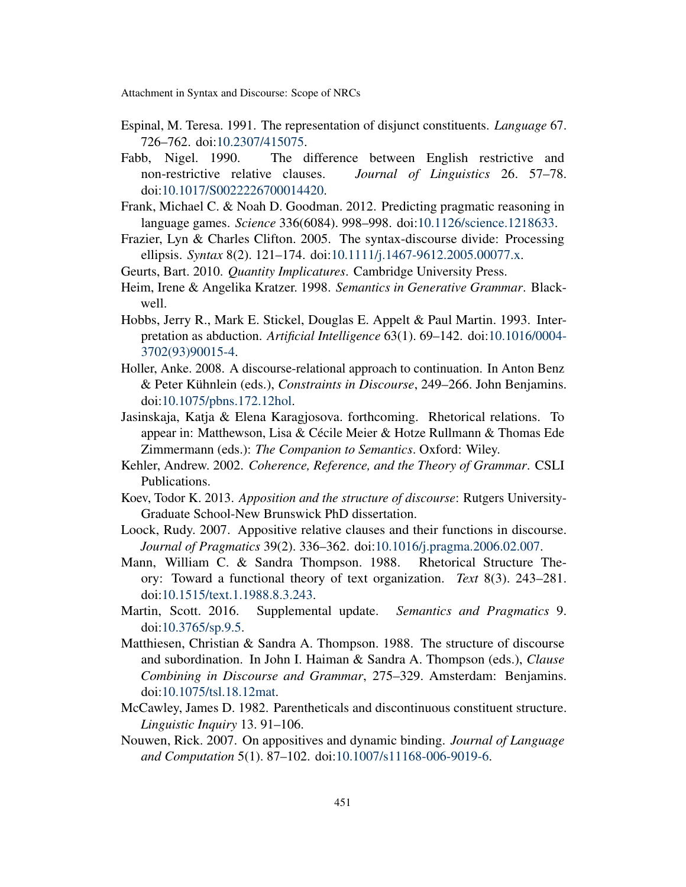Espinal, M. Teresa. 1991. The representation of disjunct constituents. *Language* 67. 726–762. doi:10.2307/415075.

Fabb, Nigel. 1990. The difference between English restrictive and non-restrictive relative clauses. *Journal of Linguistics* 26. 57–78. doi:10.1017/S0022226700014420.

Frank, Michael C. & Noah D. Goodman. 2012. Predicting pragmatic reasoning in language games. *Science* 336(6084). 998–998. doi:10.1126/science.1218633.

Frazier, Lyn & Charles Clifton. 2005. The syntax-discourse divide: Processing ellipsis. *Syntax* 8(2). 121–174. doi:10.1111/j.1467-9612.2005.00077.x.

Geurts, Bart. 2010. *Quantity Implicatures*. Cambridge University Press.

Heim, Irene & Angelika Kratzer. 1998. *Semantics in Generative Grammar*. Blackwell.

Hobbs, Jerry R., Mark E. Stickel, Douglas E. Appelt & Paul Martin. 1993. Interpretation as abduction. *Artificial Intelligence* 63(1). 69–142. doi:10.1016/0004-3702(93)90015-4.

Holler, Anke. 2008. A discourse-relational approach to continuation. In Anton Benz & Peter Kühnlein (eds.), *Constraints in Discourse*, 249–266. John Benjamins. doi:10.1075/pbns.172.12hol.

Jasinskaja, Katja & Elena Karagjosova. forthcoming. Rhetorical relations. To appear in: Matthewson, Lisa & Cécile Meier & Hotze Rullmann & Thomas Ede Zimmermann (eds.): *The Companion to Semantics*. Oxford: Wiley.

Kehler, Andrew. 2002. *Coherence, Reference, and the Theory of Grammar*. CSLI Publications.

Koev, Todor K. 2013. *Apposition and the structure of discourse*: Rutgers University-Graduate School-New Brunswick PhD dissertation.

Loock, Rudy. 2007. Appositive relative clauses and their functions in discourse. *Journal of Pragmatics* 39(2). 336–362. doi:10.1016/j.pragma.2006.02.007.

Mann, William C. & Sandra Thompson. 1988. Rhetorical Structure Theory: Toward a functional theory of text organization. *Text* 8(3). 243–281. doi:10.1515/text.1.1988.8.3.243.

Martin, Scott. 2016. Supplemental update. *Semantics and Pragmatics* 9. doi:10.3765/sp.9.5.

Matthiesen, Christian & Sandra A. Thompson. 1988. The structure of discourse and subordination. In John I. Haiman & Sandra A. Thompson (eds.), *Clause Combining in Discourse and Grammar*, 275–329. Amsterdam: Benjamins. doi:10.1075/tsl.18.12mat.

McCawley, James D. 1982. Parentheticals and discontinuous constituent structure. *Linguistic Inquiry* 13. 91–106.

Nouwen, Rick. 2007. On appositives and dynamic binding. *Journal of Language and Computation* 5(1). 87–102. doi:10.1007/s11168-006-9019-6.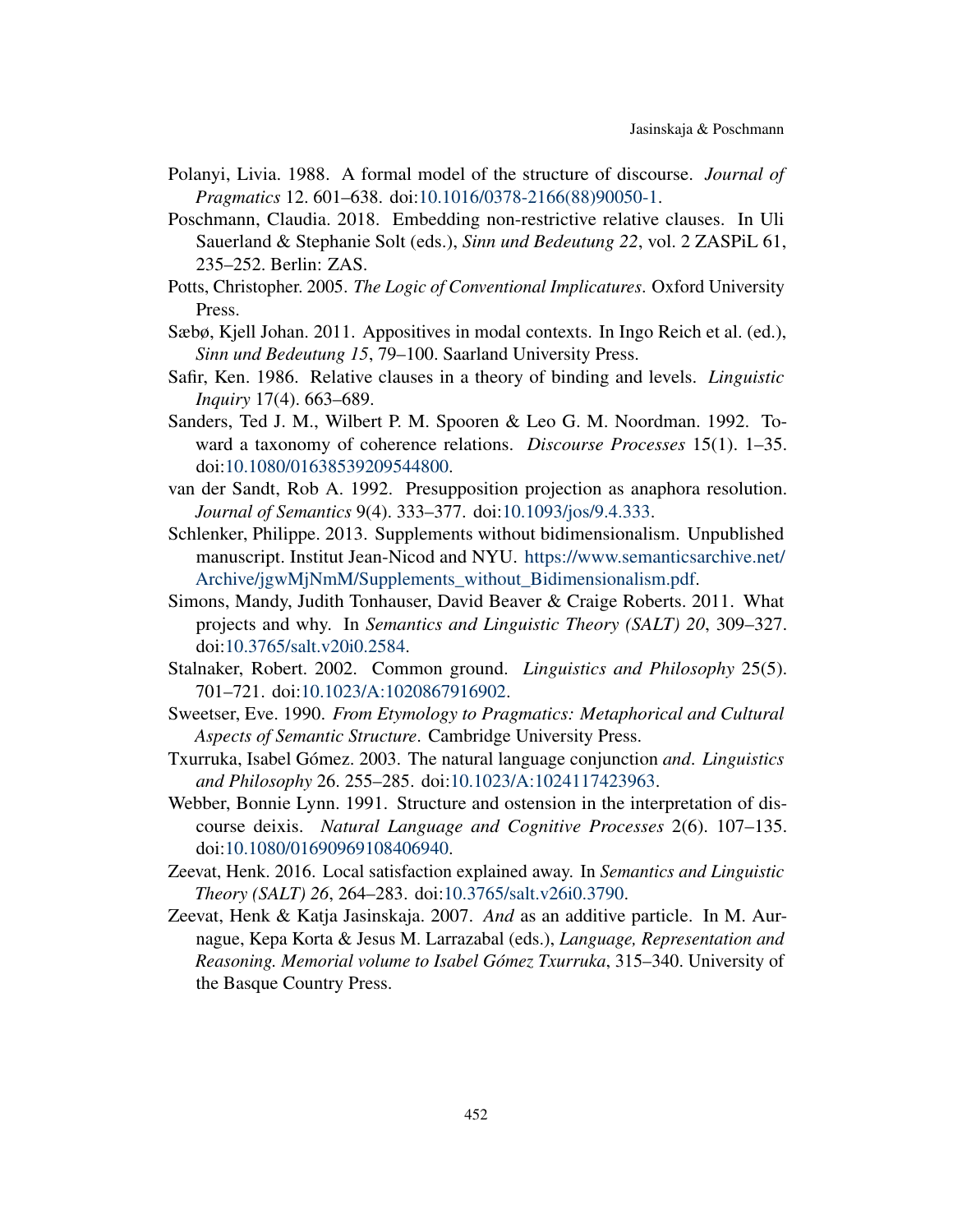Polanyi, Livia. 1988. A formal model of the structure of discourse. *Journal of Pragmatics* 12. 601–638. doi:10.1016/0378-2166(88)90050-1.

Poschmann, Claudia. 2018. Embedding non-restrictive relative clauses. In Uli Sauerland & Stephanie Solt (eds.), *Sinn und Bedeutung 22*, vol. 2 ZASPiL 61, 235–252. Berlin: ZAS.

Potts, Christopher. 2005. *The Logic of Conventional Implicatures*. Oxford University Press.

Sæbø, Kjell Johan. 2011. Appositives in modal contexts. In Ingo Reich et al. (ed.), *Sinn und Bedeutung 15*, 79–100. Saarland University Press.

Safir, Ken. 1986. Relative clauses in a theory of binding and levels. *Linguistic Inquiry* 17(4). 663–689.

Sanders, Ted J. M., Wilbert P. M. Spooren & Leo G. M. Noordman. 1992. Toward a taxonomy of coherence relations. *Discourse Processes* 15(1). 1–35. doi:10.1080/01638539209544800.

van der Sandt, Rob A. 1992. Presupposition projection as anaphora resolution. *Journal of Semantics* 9(4). 333–377. doi:10.1093/jos/9.4.333.

Schlenker, Philippe. 2013. Supplements without bidimensionalism. Unpublished manuscript. Institut Jean-Nicod and NYU. https://www.semanticsarchive.net/Archive/jgwMjNmM/Supplements_without_Bidimensionalism.pdf.

Simons, Mandy, Judith Tonhauser, David Beaver & Craige Roberts. 2011. What projects and why. In *Semantics and Linguistic Theory (SALT) 20*, 309–327. doi:10.3765/salt.v20i0.2584.

Stalnaker, Robert. 2002. Common ground. *Linguistics and Philosophy* 25(5). 701–721. doi:10.1023/A:1020867916902.

Sweetser, Eve. 1990. *From Etymology to Pragmatics: Metaphorical and Cultural Aspects of Semantic Structure*. Cambridge University Press.

Txurruka, Isabel Gómez. 2003. The natural language conjunction *and*. *Linguistics and Philosophy* 26. 255–285. doi:10.1023/A:1024117423963.

Webber, Bonnie Lynn. 1991. Structure and ostension in the interpretation of discourse deixis. *Natural Language and Cognitive Processes* 2(6). 107–135. doi:10.1080/01690969108406940.

Zeevat, Henk. 2016. Local satisfaction explained away. In *Semantics and Linguistic Theory (SALT) 26*, 264–283. doi:10.3765/salt.v26i0.3790.

Zeevat, Henk & Katja Jasinskaja. 2007. *And* as an additive particle. In M. Aurnague, Kepa Korta & Jesus M. Larrazabal (eds.), *Language, Representation and Reasoning. Memorial volume to Isabel Gómez Txurruka*, 315–340. University of the Basque Country Press.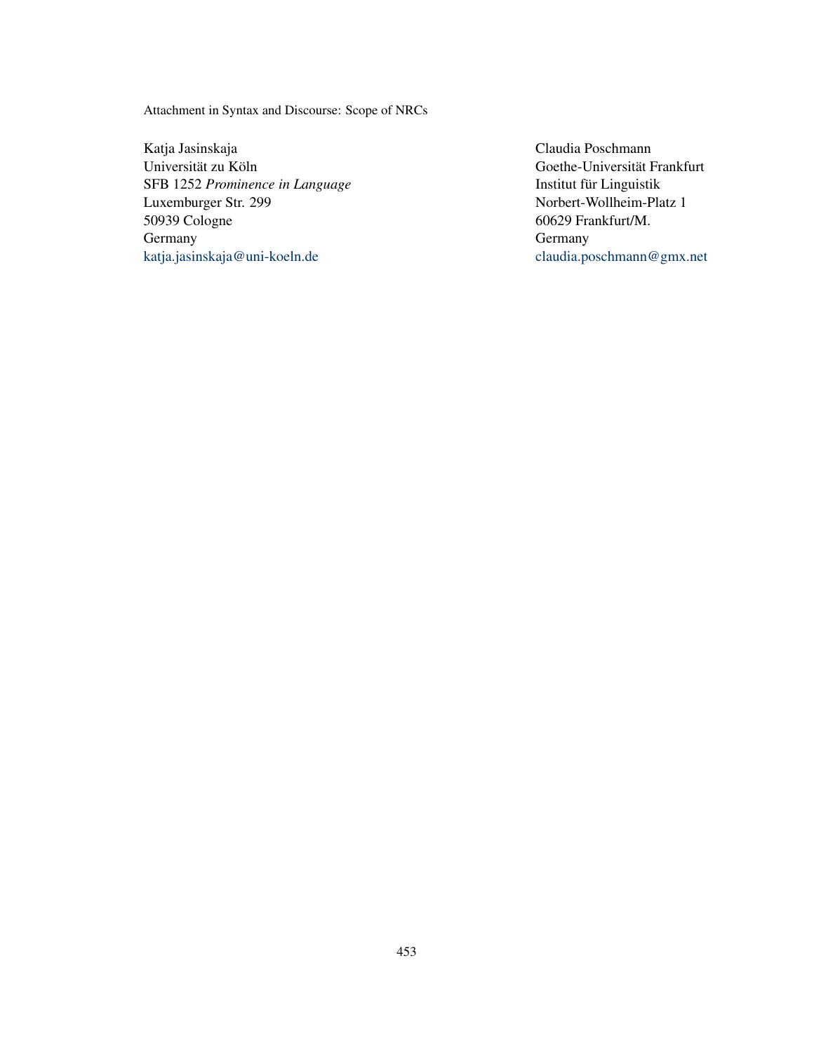Attachment in Syntax and Discourse: Scope of NRCs

Katja Jasinskaja
Universität zu Köln
SFB 1252 *Prominence in Language*
Luxemburger Str. 299
50939 Cologne
Germany
katja.jasinskaja@uni-koeln.de

Claudia Poschmann
Goethe-Universität Frankfurt
Institut für Linguistik
Norbert-Wollheim-Platz 1
60629 Frankfurt/M.
Germany
claudia.poschmann@gmx.net